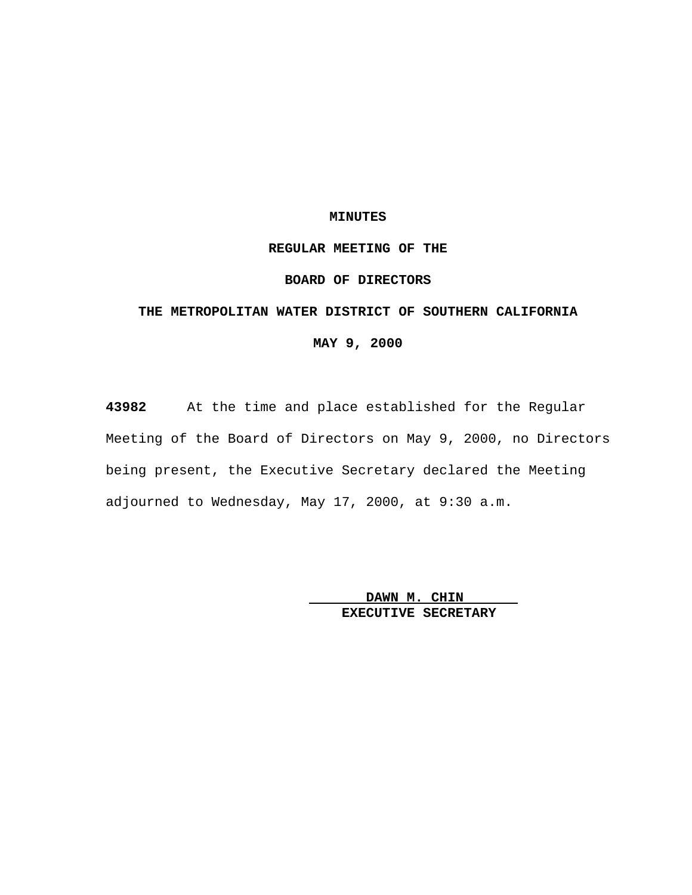# MINUTES

## REGULAR MEETING OF THE

## BOARD OF DIRECTORS

## THE METROPOLITAN WATER DISTRICT OF SOUTHERN CALIFORNIA

## MAY 9, 2000

**43982** At the time and place established for the Regular Meeting of the Board of Directors on May 9, 2000, no Directors being present, the Executive Secretary declared the Meeting adjourned to Wednesday, May 17, 2000, at 9:30 a.m.

**DAWN M. CHIN**
**EXECUTIVE SECRETARY**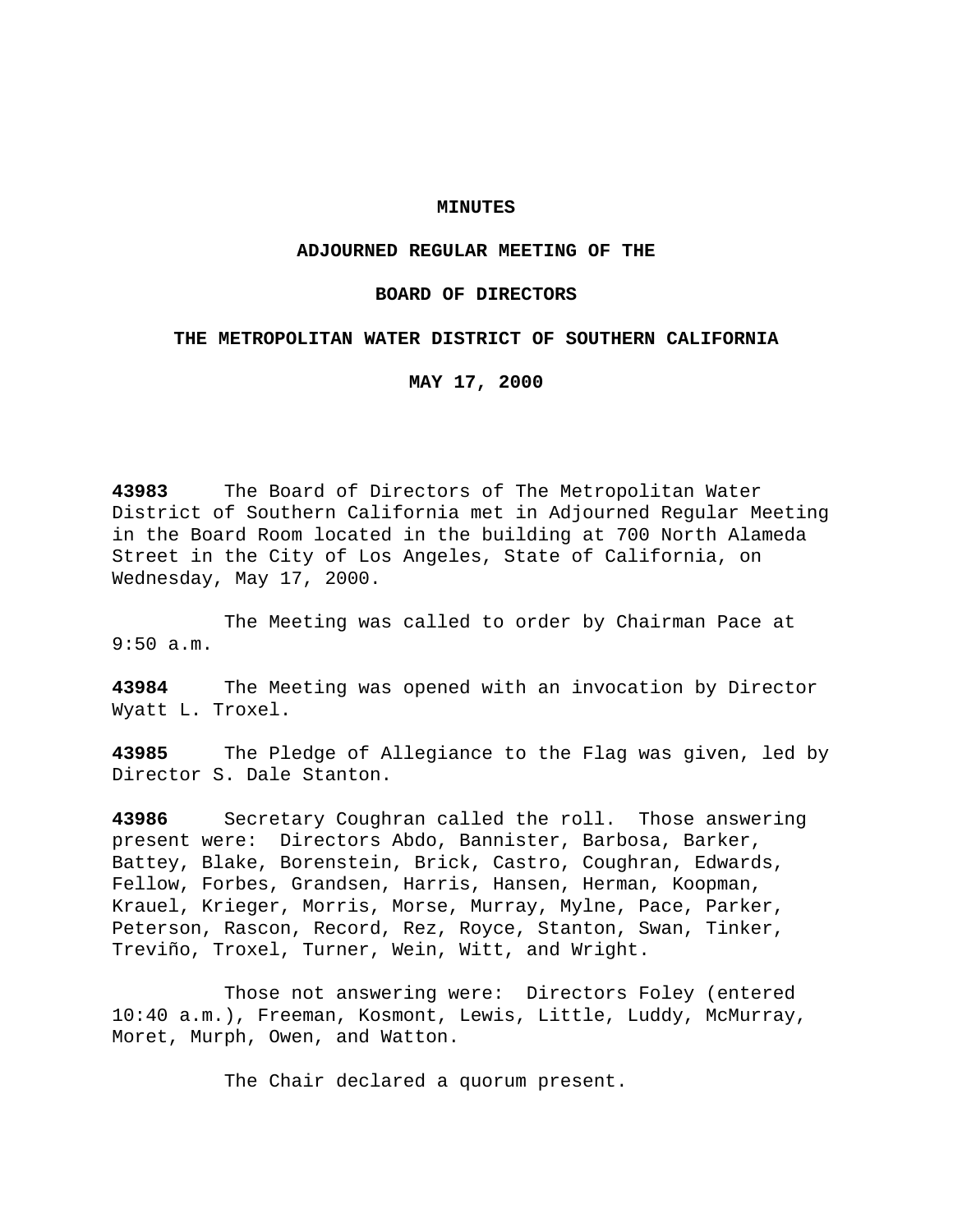**MINUTES**

**ADJOURNED REGULAR MEETING OF THE**

**BOARD OF DIRECTORS**

**THE METROPOLITAN WATER DISTRICT OF SOUTHERN CALIFORNIA**

**MAY 17, 2000**

**43983** The Board of Directors of The Metropolitan Water District of Southern California met in Adjourned Regular Meeting in the Board Room located in the building at 700 North Alameda Street in the City of Los Angeles, State of California, on Wednesday, May 17, 2000.

The Meeting was called to order by Chairman Pace at 9:50 a.m.

**43984** The Meeting was opened with an invocation by Director Wyatt L. Troxel.

**43985** The Pledge of Allegiance to the Flag was given, led by Director S. Dale Stanton.

**43986** Secretary Coughran called the roll. Those answering present were: Directors Abdo, Bannister, Barbosa, Barker, Battey, Blake, Borenstein, Brick, Castro, Coughran, Edwards, Fellow, Forbes, Grandsen, Harris, Hansen, Herman, Koopman, Krauel, Krieger, Morris, Morse, Murray, Mylne, Pace, Parker, Peterson, Rascon, Record, Rez, Royce, Stanton, Swan, Tinker, Treviño, Troxel, Turner, Wein, Witt, and Wright.

Those not answering were: Directors Foley (entered 10:40 a.m.), Freeman, Kosmont, Lewis, Little, Luddy, McMurray, Moret, Murph, Owen, and Watton.

The Chair declared a quorum present.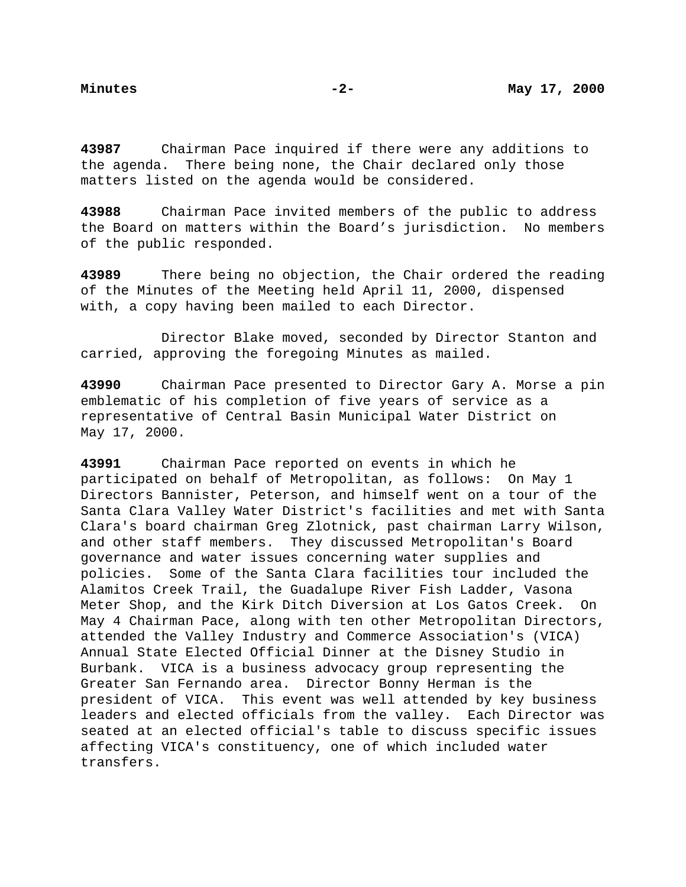**43987** Chairman Pace inquired if there were any additions to the agenda. There being none, the Chair declared only those matters listed on the agenda would be considered.

**43988** Chairman Pace invited members of the public to address the Board on matters within the Board's jurisdiction. No members of the public responded.

**43989** There being no objection, the Chair ordered the reading of the Minutes of the Meeting held April 11, 2000, dispensed with, a copy having been mailed to each Director.

Director Blake moved, seconded by Director Stanton and carried, approving the foregoing Minutes as mailed.

**43990** Chairman Pace presented to Director Gary A. Morse a pin emblematic of his completion of five years of service as a representative of Central Basin Municipal Water District on May 17, 2000.

**43991** Chairman Pace reported on events in which he participated on behalf of Metropolitan, as follows: On May 1 Directors Bannister, Peterson, and himself went on a tour of the Santa Clara Valley Water District's facilities and met with Santa Clara's board chairman Greg Zlotnick, past chairman Larry Wilson, and other staff members. They discussed Metropolitan's Board governance and water issues concerning water supplies and policies. Some of the Santa Clara facilities tour included the Alamitos Creek Trail, the Guadalupe River Fish Ladder, Vasona Meter Shop, and the Kirk Ditch Diversion at Los Gatos Creek. On May 4 Chairman Pace, along with ten other Metropolitan Directors, attended the Valley Industry and Commerce Association's (VICA) Annual State Elected Official Dinner at the Disney Studio in Burbank. VICA is a business advocacy group representing the Greater San Fernando area. Director Bonny Herman is the president of VICA. This event was well attended by key business leaders and elected officials from the valley. Each Director was seated at an elected official's table to discuss specific issues affecting VICA's constituency, one of which included water transfers.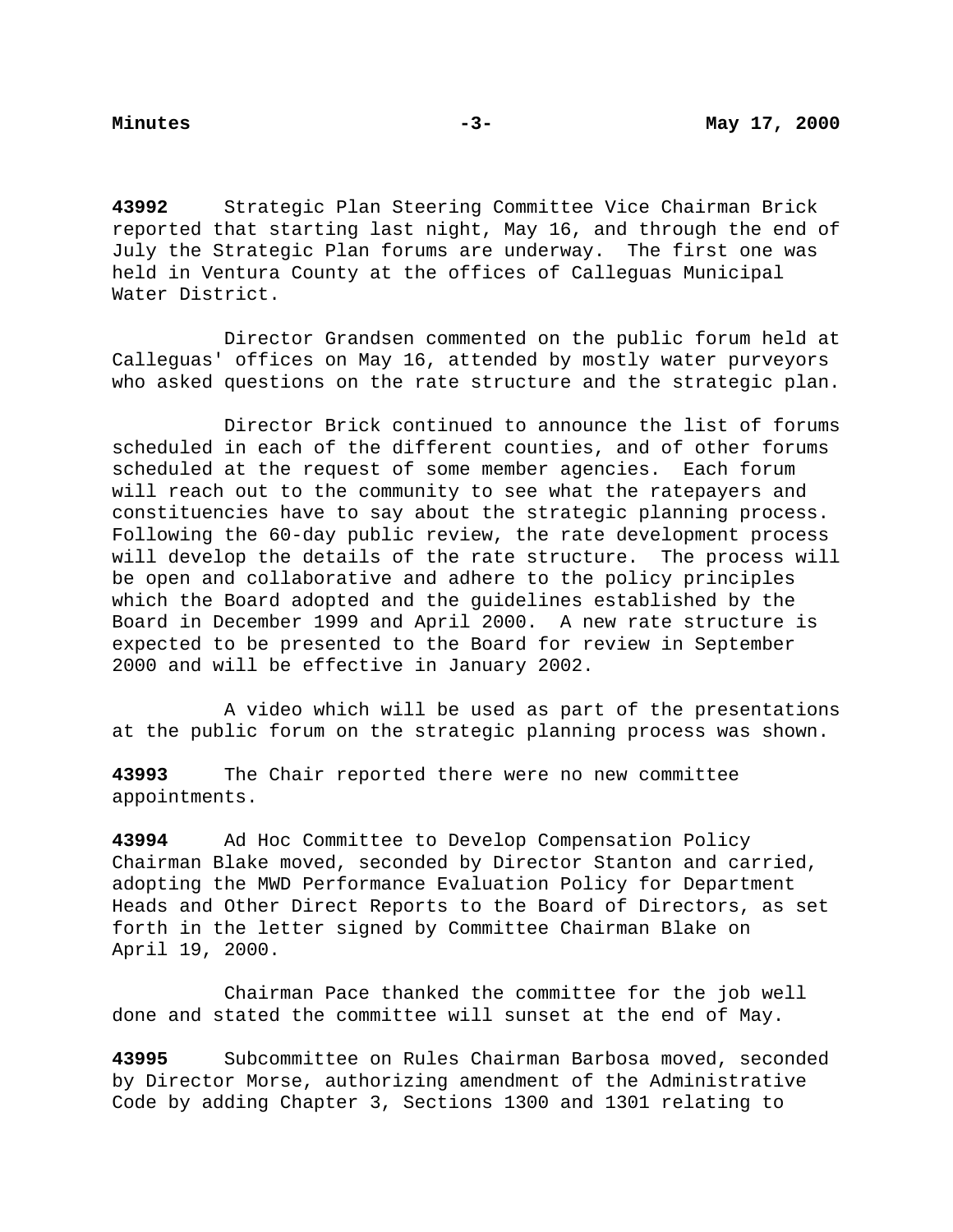**43992** Strategic Plan Steering Committee Vice Chairman Brick reported that starting last night, May 16, and through the end of July the Strategic Plan forums are underway. The first one was held in Ventura County at the offices of Calleguas Municipal Water District.

Director Grandsen commented on the public forum held at Calleguas' offices on May 16, attended by mostly water purveyors who asked questions on the rate structure and the strategic plan.

Director Brick continued to announce the list of forums scheduled in each of the different counties, and of other forums scheduled at the request of some member agencies. Each forum will reach out to the community to see what the ratepayers and constituencies have to say about the strategic planning process. Following the 60-day public review, the rate development process will develop the details of the rate structure. The process will be open and collaborative and adhere to the policy principles which the Board adopted and the guidelines established by the Board in December 1999 and April 2000. A new rate structure is expected to be presented to the Board for review in September 2000 and will be effective in January 2002.

A video which will be used as part of the presentations at the public forum on the strategic planning process was shown.

**43993** The Chair reported there were no new committee appointments.

**43994** Ad Hoc Committee to Develop Compensation Policy Chairman Blake moved, seconded by Director Stanton and carried, adopting the MWD Performance Evaluation Policy for Department Heads and Other Direct Reports to the Board of Directors, as set forth in the letter signed by Committee Chairman Blake on April 19, 2000.

Chairman Pace thanked the committee for the job well done and stated the committee will sunset at the end of May.

**43995** Subcommittee on Rules Chairman Barbosa moved, seconded by Director Morse, authorizing amendment of the Administrative Code by adding Chapter 3, Sections 1300 and 1301 relating to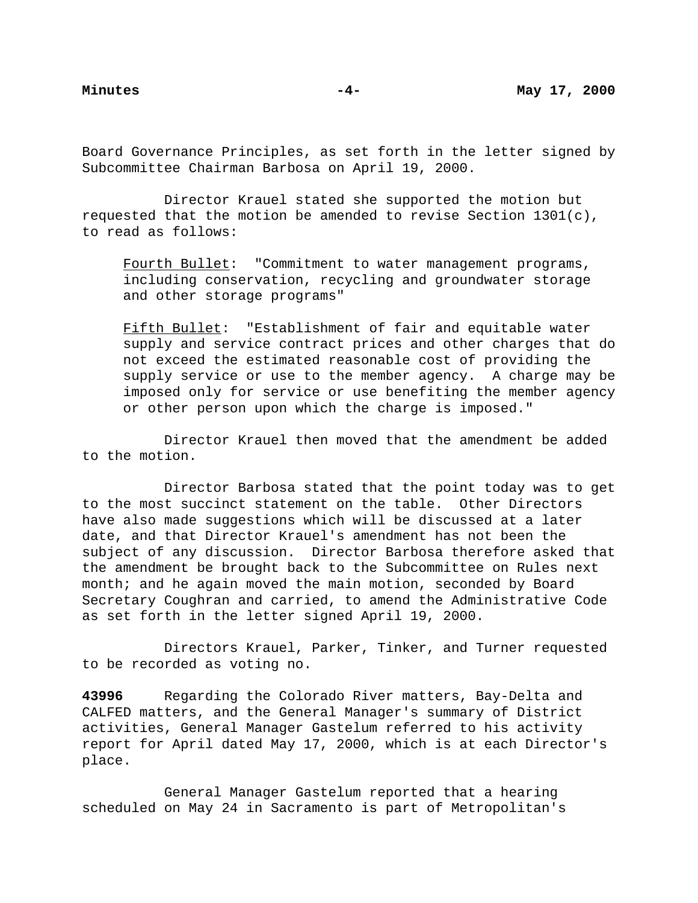Board Governance Principles, as set forth in the letter signed by Subcommittee Chairman Barbosa on April 19, 2000.

Director Krauel stated she supported the motion but requested that the motion be amended to revise Section 1301(c), to read as follows:

> Fourth Bullet: "Commitment to water management programs, including conservation, recycling and groundwater storage and other storage programs"
>
> Fifth Bullet: "Establishment of fair and equitable water supply and service contract prices and other charges that do not exceed the estimated reasonable cost of providing the supply service or use to the member agency. A charge may be imposed only for service or use benefiting the member agency or other person upon which the charge is imposed."

Director Krauel then moved that the amendment be added to the motion.

Director Barbosa stated that the point today was to get to the most succinct statement on the table. Other Directors have also made suggestions which will be discussed at a later date, and that Director Krauel's amendment has not been the subject of any discussion. Director Barbosa therefore asked that the amendment be brought back to the Subcommittee on Rules next month; and he again moved the main motion, seconded by Board Secretary Coughran and carried, to amend the Administrative Code as set forth in the letter signed April 19, 2000.

Directors Krauel, Parker, Tinker, and Turner requested to be recorded as voting no.

**43996** Regarding the Colorado River matters, Bay-Delta and CALFED matters, and the General Manager's summary of District activities, General Manager Gastelum referred to his activity report for April dated May 17, 2000, which is at each Director's place.

General Manager Gastelum reported that a hearing scheduled on May 24 in Sacramento is part of Metropolitan's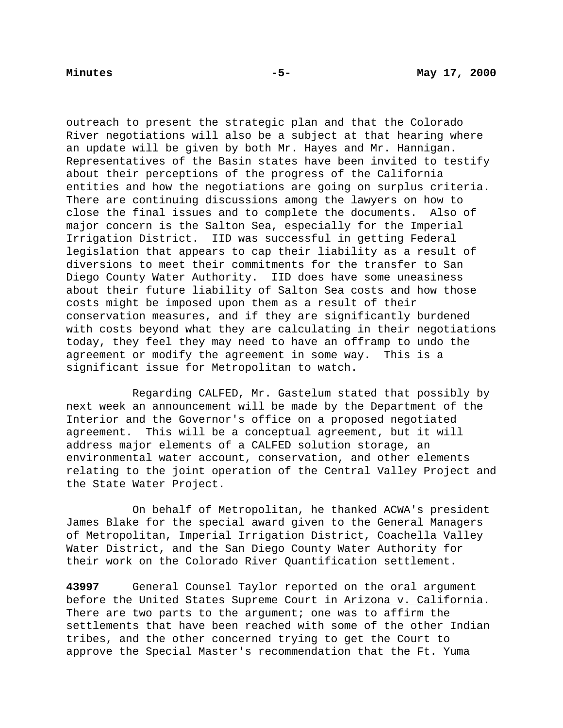outreach to present the strategic plan and that the Colorado River negotiations will also be a subject at that hearing where an update will be given by both Mr. Hayes and Mr. Hannigan. Representatives of the Basin states have been invited to testify about their perceptions of the progress of the California entities and how the negotiations are going on surplus criteria. There are continuing discussions among the lawyers on how to close the final issues and to complete the documents. Also of major concern is the Salton Sea, especially for the Imperial Irrigation District. IID was successful in getting Federal legislation that appears to cap their liability as a result of diversions to meet their commitments for the transfer to San Diego County Water Authority. IID does have some uneasiness about their future liability of Salton Sea costs and how those costs might be imposed upon them as a result of their conservation measures, and if they are significantly burdened with costs beyond what they are calculating in their negotiations today, they feel they may need to have an offramp to undo the agreement or modify the agreement in some way. This is a significant issue for Metropolitan to watch.

Regarding CALFED, Mr. Gastelum stated that possibly by next week an announcement will be made by the Department of the Interior and the Governor's office on a proposed negotiated agreement. This will be a conceptual agreement, but it will address major elements of a CALFED solution storage, an environmental water account, conservation, and other elements relating to the joint operation of the Central Valley Project and the State Water Project.

On behalf of Metropolitan, he thanked ACWA's president James Blake for the special award given to the General Managers of Metropolitan, Imperial Irrigation District, Coachella Valley Water District, and the San Diego County Water Authority for their work on the Colorado River Quantification settlement.

**43997** General Counsel Taylor reported on the oral argument before the United States Supreme Court in Arizona v. California. There are two parts to the argument; one was to affirm the settlements that have been reached with some of the other Indian tribes, and the other concerned trying to get the Court to approve the Special Master's recommendation that the Ft. Yuma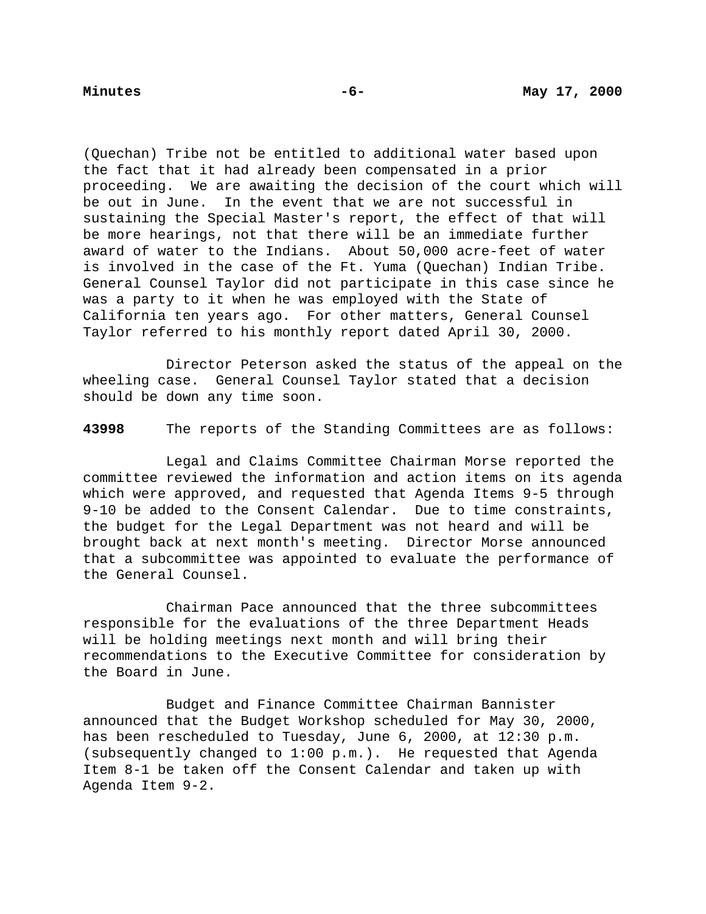(Quechan) Tribe not be entitled to additional water based upon the fact that it had already been compensated in a prior proceeding. We are awaiting the decision of the court which will be out in June. In the event that we are not successful in sustaining the Special Master's report, the effect of that will be more hearings, not that there will be an immediate further award of water to the Indians. About 50,000 acre-feet of water is involved in the case of the Ft. Yuma (Quechan) Indian Tribe. General Counsel Taylor did not participate in this case since he was a party to it when he was employed with the State of California ten years ago. For other matters, General Counsel Taylor referred to his monthly report dated April 30, 2000.

Director Peterson asked the status of the appeal on the wheeling case. General Counsel Taylor stated that a decision should be down any time soon.

**43998** The reports of the Standing Committees are as follows:

Legal and Claims Committee Chairman Morse reported the committee reviewed the information and action items on its agenda which were approved, and requested that Agenda Items 9-5 through 9-10 be added to the Consent Calendar. Due to time constraints, the budget for the Legal Department was not heard and will be brought back at next month's meeting. Director Morse announced that a subcommittee was appointed to evaluate the performance of the General Counsel.

Chairman Pace announced that the three subcommittees responsible for the evaluations of the three Department Heads will be holding meetings next month and will bring their recommendations to the Executive Committee for consideration by the Board in June.

Budget and Finance Committee Chairman Bannister announced that the Budget Workshop scheduled for May 30, 2000, has been rescheduled to Tuesday, June 6, 2000, at 12:30 p.m. (subsequently changed to 1:00 p.m.). He requested that Agenda Item 8-1 be taken off the Consent Calendar and taken up with Agenda Item 9-2.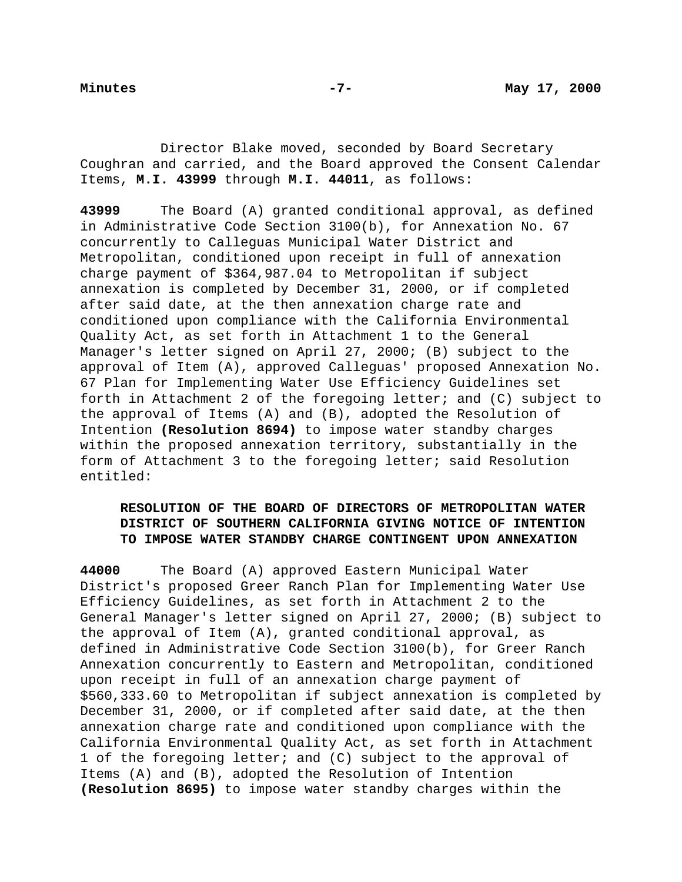Director Blake moved, seconded by Board Secretary Coughran and carried, and the Board approved the Consent Calendar Items, **M.I. 43999** through **M.I. 44011**, as follows:

**43999** The Board (A) granted conditional approval, as defined in Administrative Code Section 3100(b), for Annexation No. 67 concurrently to Calleguas Municipal Water District and Metropolitan, conditioned upon receipt in full of annexation charge payment of $364,987.04 to Metropolitan if subject annexation is completed by December 31, 2000, or if completed after said date, at the then annexation charge rate and conditioned upon compliance with the California Environmental Quality Act, as set forth in Attachment 1 to the General Manager's letter signed on April 27, 2000; (B) subject to the approval of Item (A), approved Calleguas' proposed Annexation No. 67 Plan for Implementing Water Use Efficiency Guidelines set forth in Attachment 2 of the foregoing letter; and (C) subject to the approval of Items (A) and (B), adopted the Resolution of Intention **(Resolution 8694)** to impose water standby charges within the proposed annexation territory, substantially in the form of Attachment 3 to the foregoing letter; said Resolution entitled:

**RESOLUTION OF THE BOARD OF DIRECTORS OF METROPOLITAN WATER DISTRICT OF SOUTHERN CALIFORNIA GIVING NOTICE OF INTENTION TO IMPOSE WATER STANDBY CHARGE CONTINGENT UPON ANNEXATION**

**44000** The Board (A) approved Eastern Municipal Water District's proposed Greer Ranch Plan for Implementing Water Use Efficiency Guidelines, as set forth in Attachment 2 to the General Manager's letter signed on April 27, 2000; (B) subject to the approval of Item (A), granted conditional approval, as defined in Administrative Code Section 3100(b), for Greer Ranch Annexation concurrently to Eastern and Metropolitan, conditioned upon receipt in full of an annexation charge payment of $560,333.60 to Metropolitan if subject annexation is completed by December 31, 2000, or if completed after said date, at the then annexation charge rate and conditioned upon compliance with the California Environmental Quality Act, as set forth in Attachment 1 of the foregoing letter; and (C) subject to the approval of Items (A) and (B), adopted the Resolution of Intention **(Resolution 8695)** to impose water standby charges within the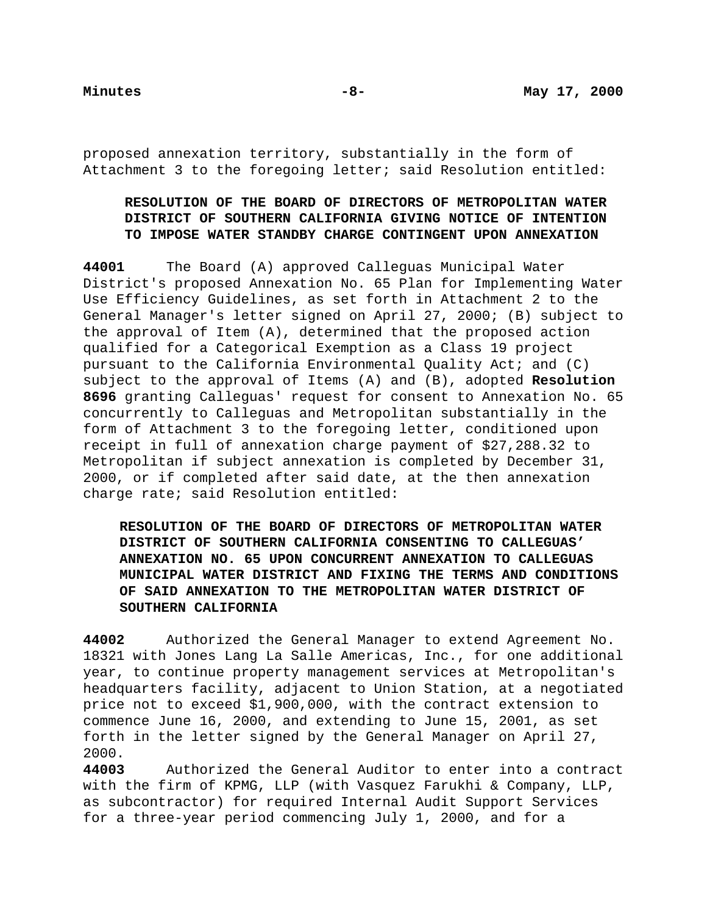proposed annexation territory, substantially in the form of Attachment 3 to the foregoing letter; said Resolution entitled:

**RESOLUTION OF THE BOARD OF DIRECTORS OF METROPOLITAN WATER DISTRICT OF SOUTHERN CALIFORNIA GIVING NOTICE OF INTENTION TO IMPOSE WATER STANDBY CHARGE CONTINGENT UPON ANNEXATION**

**44001** The Board (A) approved Calleguas Municipal Water District's proposed Annexation No. 65 Plan for Implementing Water Use Efficiency Guidelines, as set forth in Attachment 2 to the General Manager's letter signed on April 27, 2000; (B) subject to the approval of Item (A), determined that the proposed action qualified for a Categorical Exemption as a Class 19 project pursuant to the California Environmental Quality Act; and (C) subject to the approval of Items (A) and (B), adopted **Resolution 8696** granting Calleguas' request for consent to Annexation No. 65 concurrently to Calleguas and Metropolitan substantially in the form of Attachment 3 to the foregoing letter, conditioned upon receipt in full of annexation charge payment of $27,288.32 to Metropolitan if subject annexation is completed by December 31, 2000, or if completed after said date, at the then annexation charge rate; said Resolution entitled:

**RESOLUTION OF THE BOARD OF DIRECTORS OF METROPOLITAN WATER DISTRICT OF SOUTHERN CALIFORNIA CONSENTING TO CALLEGUAS' ANNEXATION NO. 65 UPON CONCURRENT ANNEXATION TO CALLEGUAS MUNICIPAL WATER DISTRICT AND FIXING THE TERMS AND CONDITIONS OF SAID ANNEXATION TO THE METROPOLITAN WATER DISTRICT OF SOUTHERN CALIFORNIA**

**44002** Authorized the General Manager to extend Agreement No. 18321 with Jones Lang La Salle Americas, Inc., for one additional year, to continue property management services at Metropolitan's headquarters facility, adjacent to Union Station, at a negotiated price not to exceed $1,900,000, with the contract extension to commence June 16, 2000, and extending to June 15, 2001, as set forth in the letter signed by the General Manager on April 27, 2000.

**44003** Authorized the General Auditor to enter into a contract with the firm of KPMG, LLP (with Vasquez Farukhi & Company, LLP, as subcontractor) for required Internal Audit Support Services for a three-year period commencing July 1, 2000, and for a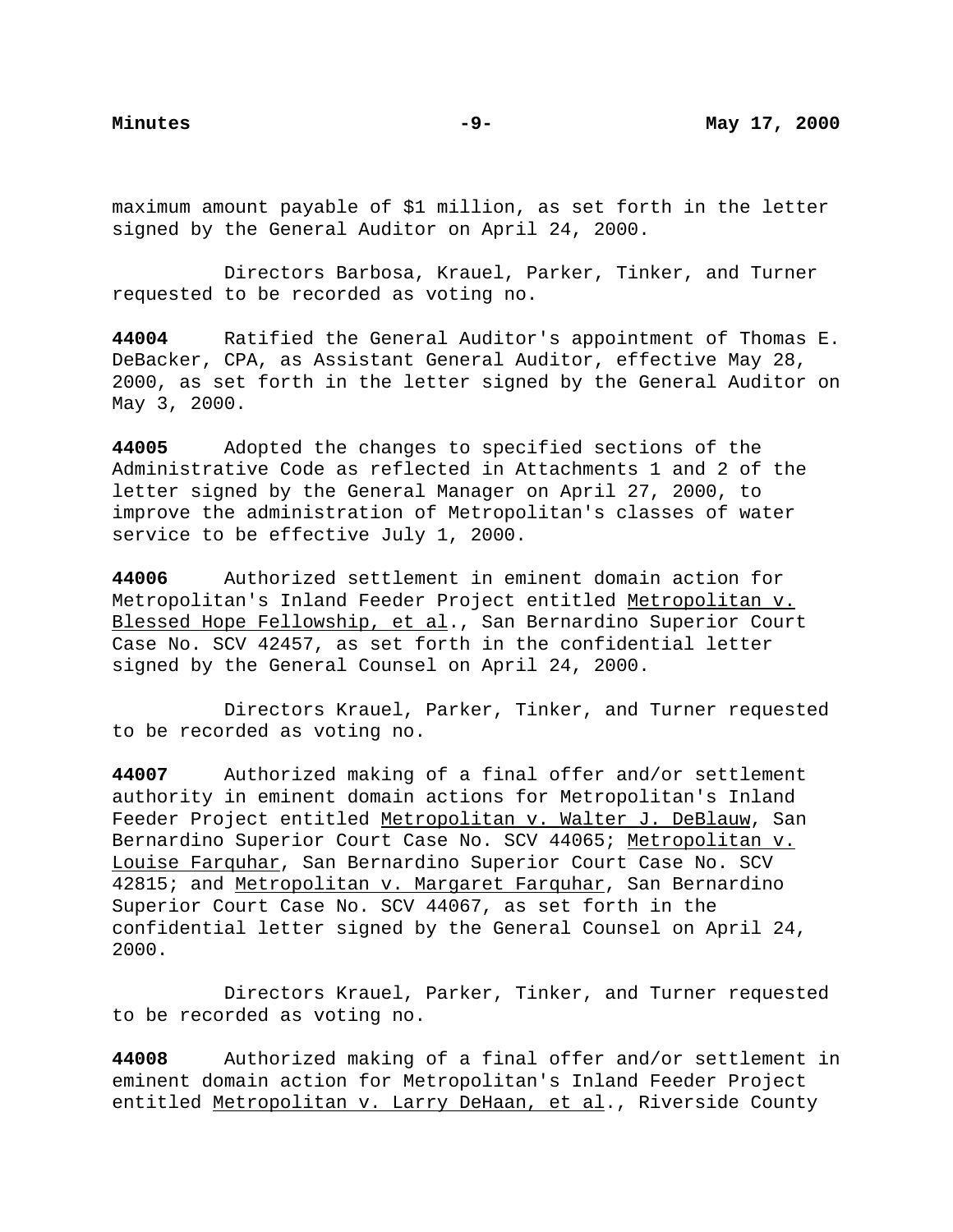maximum amount payable of $1 million, as set forth in the letter signed by the General Auditor on April 24, 2000.

Directors Barbosa, Krauel, Parker, Tinker, and Turner requested to be recorded as voting no.

**44004** Ratified the General Auditor's appointment of Thomas E. DeBacker, CPA, as Assistant General Auditor, effective May 28, 2000, as set forth in the letter signed by the General Auditor on May 3, 2000.

**44005** Adopted the changes to specified sections of the Administrative Code as reflected in Attachments 1 and 2 of the letter signed by the General Manager on April 27, 2000, to improve the administration of Metropolitan's classes of water service to be effective July 1, 2000.

**44006** Authorized settlement in eminent domain action for Metropolitan's Inland Feeder Project entitled <u>Metropolitan v. Blessed Hope Fellowship, et al</u>., San Bernardino Superior Court Case No. SCV 42457, as set forth in the confidential letter signed by the General Counsel on April 24, 2000.

Directors Krauel, Parker, Tinker, and Turner requested to be recorded as voting no.

**44007** Authorized making of a final offer and/or settlement authority in eminent domain actions for Metropolitan's Inland Feeder Project entitled <u>Metropolitan v. Walter J. DeBlauw</u>, San Bernardino Superior Court Case No. SCV 44065; <u>Metropolitan v. Louise Farquhar</u>, San Bernardino Superior Court Case No. SCV 42815; and <u>Metropolitan v. Margaret Farquhar</u>, San Bernardino Superior Court Case No. SCV 44067, as set forth in the confidential letter signed by the General Counsel on April 24, 2000.

Directors Krauel, Parker, Tinker, and Turner requested to be recorded as voting no.

**44008** Authorized making of a final offer and/or settlement in eminent domain action for Metropolitan's Inland Feeder Project entitled <u>Metropolitan v. Larry DeHaan, et al</u>., Riverside County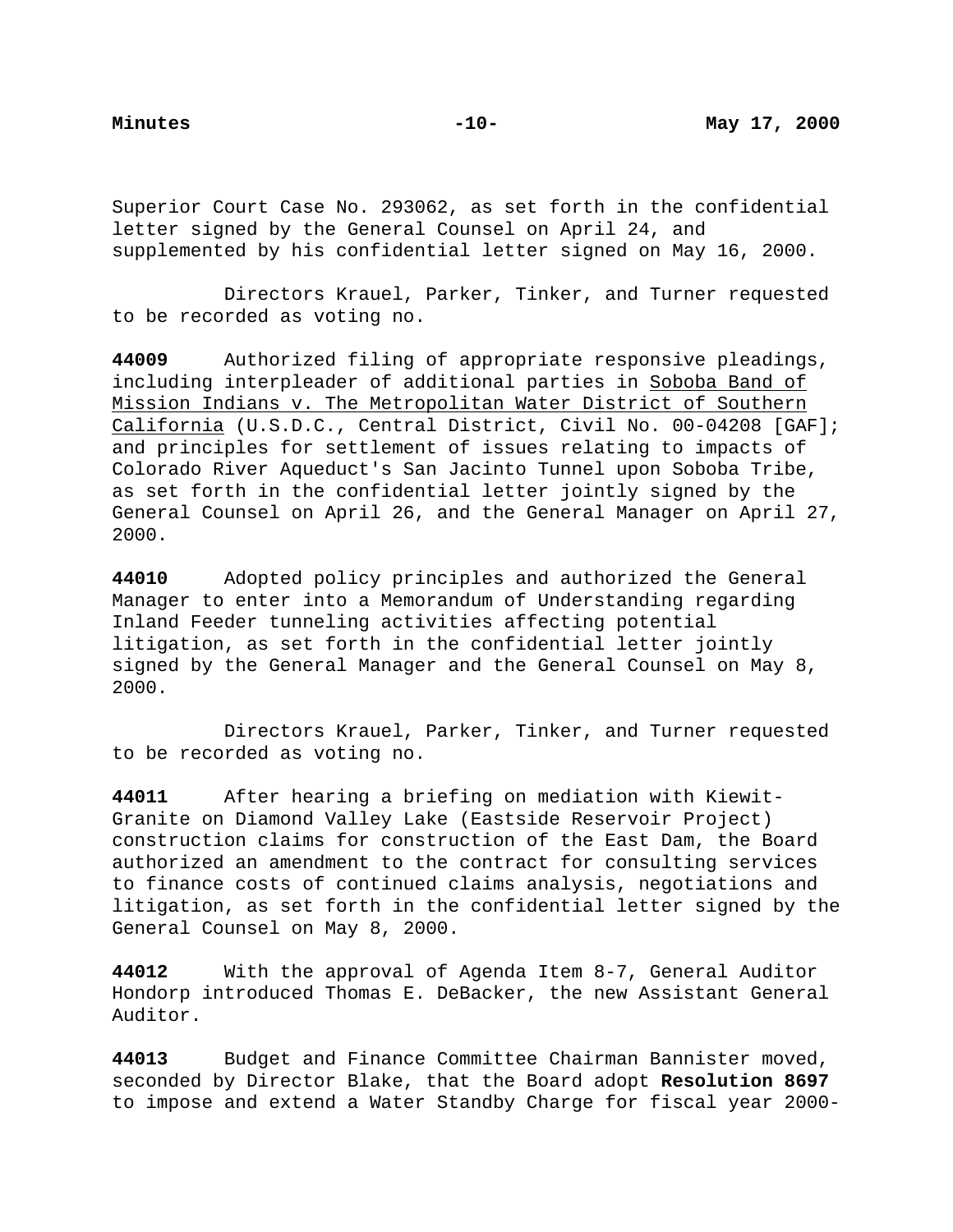Superior Court Case No. 293062, as set forth in the confidential letter signed by the General Counsel on April 24, and supplemented by his confidential letter signed on May 16, 2000.

Directors Krauel, Parker, Tinker, and Turner requested to be recorded as voting no.

**44009** Authorized filing of appropriate responsive pleadings, including interpleader of additional parties in Soboba Band of Mission Indians v. The Metropolitan Water District of Southern California (U.S.D.C., Central District, Civil No. 00-04208 [GAF]; and principles for settlement of issues relating to impacts of Colorado River Aqueduct's San Jacinto Tunnel upon Soboba Tribe, as set forth in the confidential letter jointly signed by the General Counsel on April 26, and the General Manager on April 27, 2000.

**44010** Adopted policy principles and authorized the General Manager to enter into a Memorandum of Understanding regarding Inland Feeder tunneling activities affecting potential litigation, as set forth in the confidential letter jointly signed by the General Manager and the General Counsel on May 8, 2000.

Directors Krauel, Parker, Tinker, and Turner requested to be recorded as voting no.

**44011** After hearing a briefing on mediation with Kiewit-Granite on Diamond Valley Lake (Eastside Reservoir Project) construction claims for construction of the East Dam, the Board authorized an amendment to the contract for consulting services to finance costs of continued claims analysis, negotiations and litigation, as set forth in the confidential letter signed by the General Counsel on May 8, 2000.

**44012** With the approval of Agenda Item 8-7, General Auditor Hondorp introduced Thomas E. DeBacker, the new Assistant General Auditor.

**44013** Budget and Finance Committee Chairman Bannister moved, seconded by Director Blake, that the Board adopt **Resolution 8697** to impose and extend a Water Standby Charge for fiscal year 2000-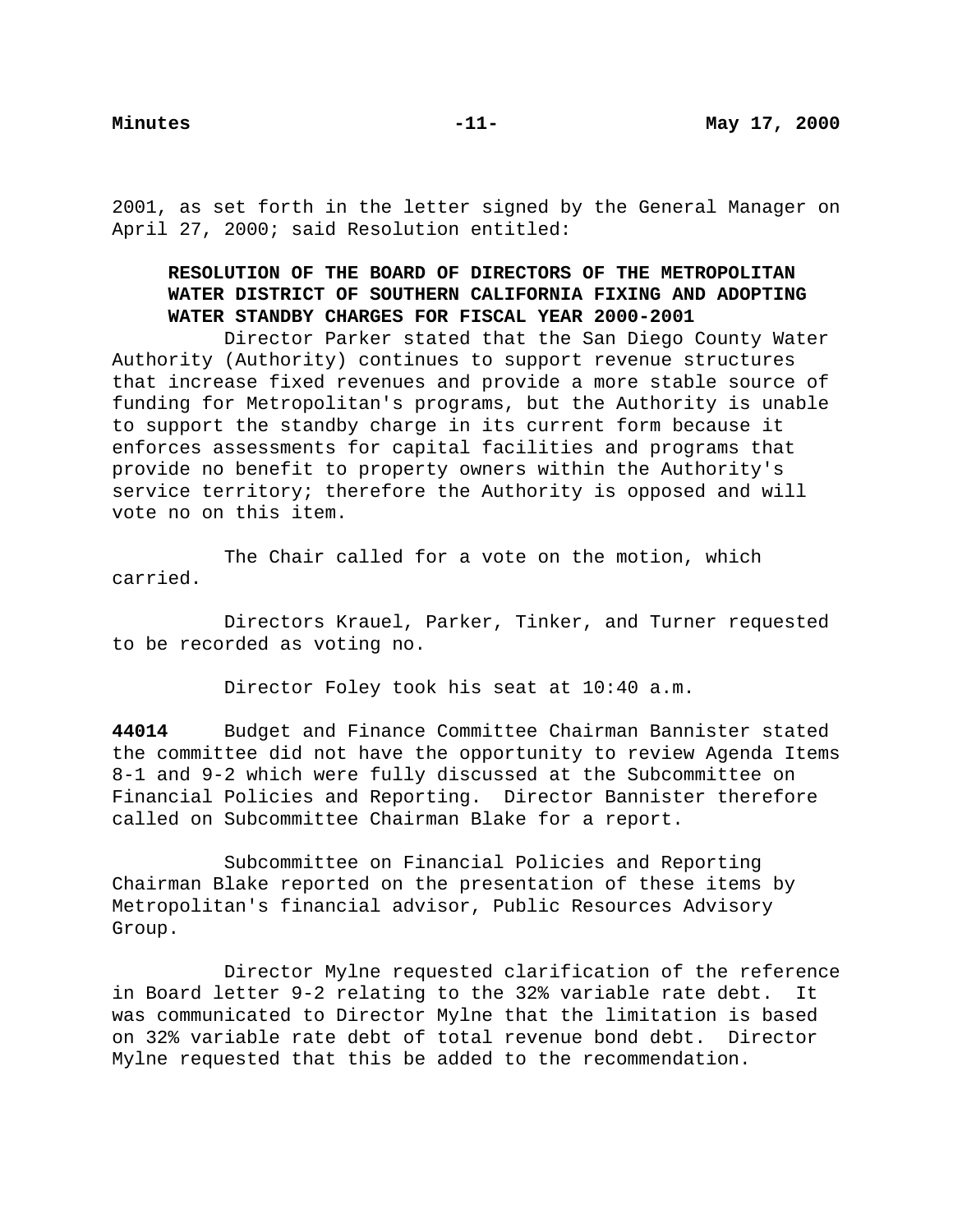2001, as set forth in the letter signed by the General Manager on April 27, 2000; said Resolution entitled:

**RESOLUTION OF THE BOARD OF DIRECTORS OF THE METROPOLITAN WATER DISTRICT OF SOUTHERN CALIFORNIA FIXING AND ADOPTING WATER STANDBY CHARGES FOR FISCAL YEAR 2000-2001**

Director Parker stated that the San Diego County Water Authority (Authority) continues to support revenue structures that increase fixed revenues and provide a more stable source of funding for Metropolitan's programs, but the Authority is unable to support the standby charge in its current form because it enforces assessments for capital facilities and programs that provide no benefit to property owners within the Authority's service territory; therefore the Authority is opposed and will vote no on this item.

The Chair called for a vote on the motion, which carried.

Directors Krauel, Parker, Tinker, and Turner requested to be recorded as voting no.

Director Foley took his seat at 10:40 a.m.

**44014** Budget and Finance Committee Chairman Bannister stated the committee did not have the opportunity to review Agenda Items 8-1 and 9-2 which were fully discussed at the Subcommittee on Financial Policies and Reporting. Director Bannister therefore called on Subcommittee Chairman Blake for a report.

Subcommittee on Financial Policies and Reporting Chairman Blake reported on the presentation of these items by Metropolitan's financial advisor, Public Resources Advisory Group.

Director Mylne requested clarification of the reference in Board letter 9-2 relating to the 32% variable rate debt. It was communicated to Director Mylne that the limitation is based on 32% variable rate debt of total revenue bond debt. Director Mylne requested that this be added to the recommendation.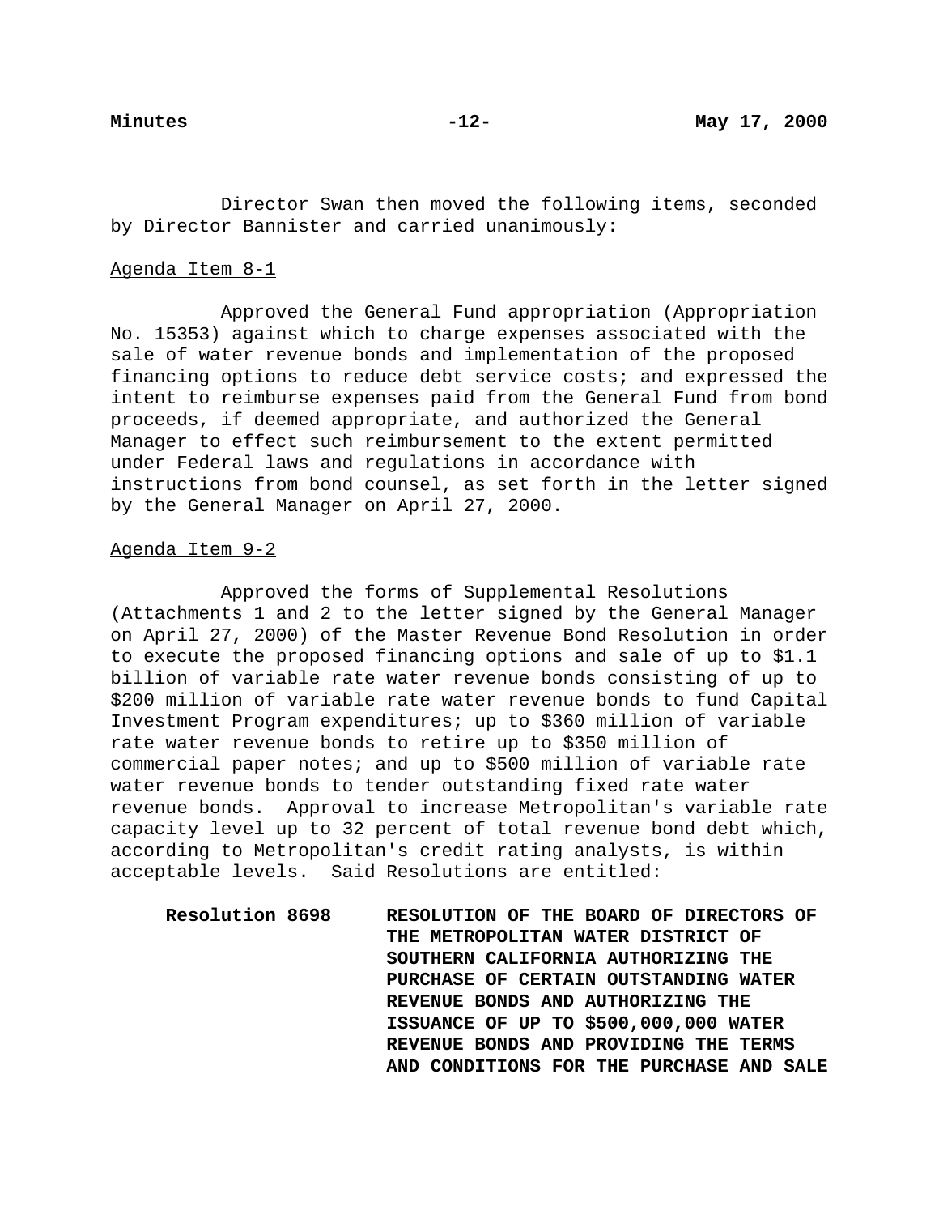Director Swan then moved the following items, seconded by Director Bannister and carried unanimously:

Agenda Item 8-1

Approved the General Fund appropriation (Appropriation No. 15353) against which to charge expenses associated with the sale of water revenue bonds and implementation of the proposed financing options to reduce debt service costs; and expressed the intent to reimburse expenses paid from the General Fund from bond proceeds, if deemed appropriate, and authorized the General Manager to effect such reimbursement to the extent permitted under Federal laws and regulations in accordance with instructions from bond counsel, as set forth in the letter signed by the General Manager on April 27, 2000.

Agenda Item 9-2

Approved the forms of Supplemental Resolutions (Attachments 1 and 2 to the letter signed by the General Manager on April 27, 2000) of the Master Revenue Bond Resolution in order to execute the proposed financing options and sale of up to $1.1 billion of variable rate water revenue bonds consisting of up to $200 million of variable rate water revenue bonds to fund Capital Investment Program expenditures; up to $360 million of variable rate water revenue bonds to retire up to $350 million of commercial paper notes; and up to $500 million of variable rate water revenue bonds to tender outstanding fixed rate water revenue bonds. Approval to increase Metropolitan's variable rate capacity level up to 32 percent of total revenue bond debt which, according to Metropolitan's credit rating analysts, is within acceptable levels. Said Resolutions are entitled:

**Resolution 8698** **RESOLUTION OF THE BOARD OF DIRECTORS OF THE METROPOLITAN WATER DISTRICT OF SOUTHERN CALIFORNIA AUTHORIZING THE PURCHASE OF CERTAIN OUTSTANDING WATER REVENUE BONDS AND AUTHORIZING THE ISSUANCE OF UP TO $500,000,000 WATER REVENUE BONDS AND PROVIDING THE TERMS AND CONDITIONS FOR THE PURCHASE AND SALE**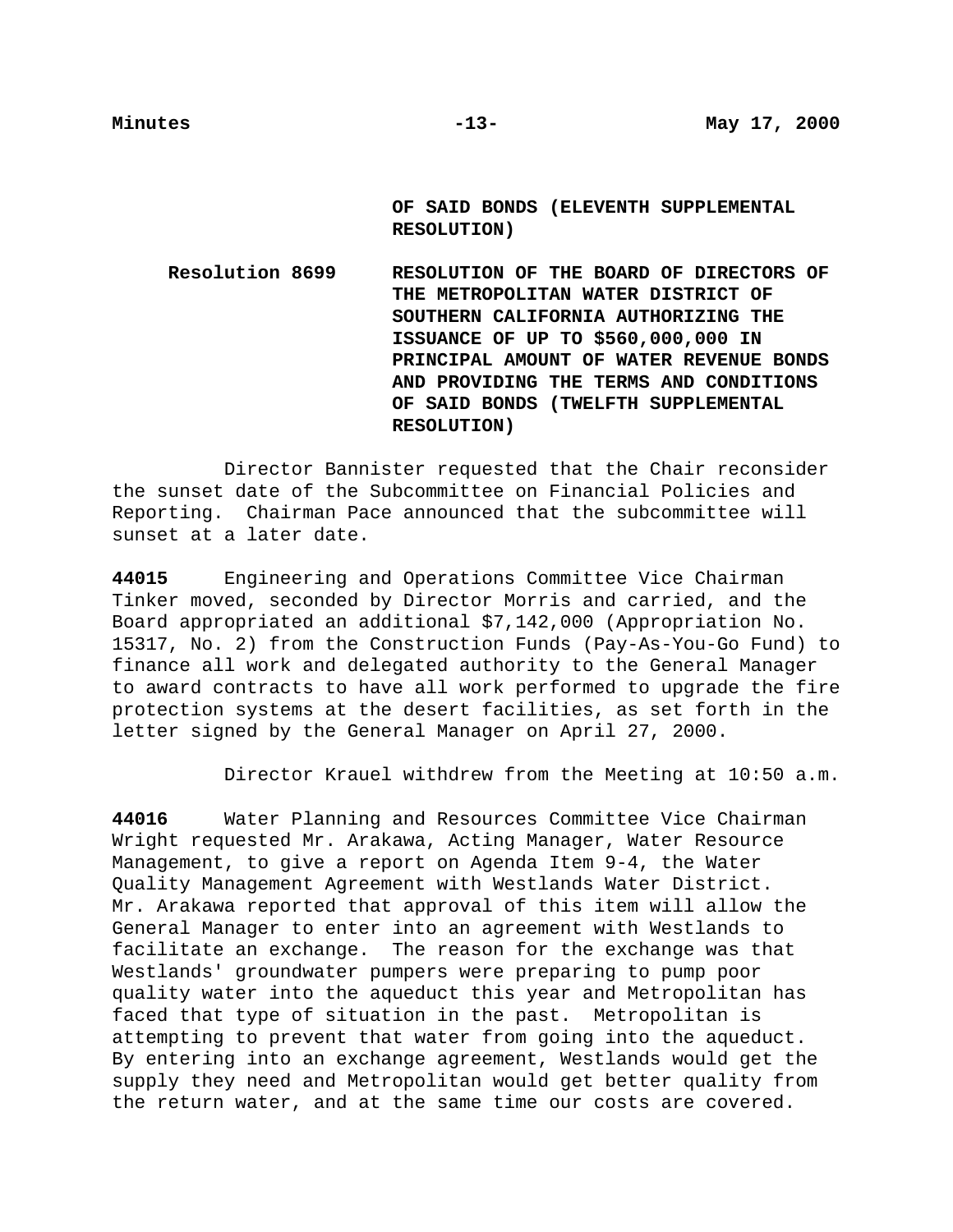**OF SAID BONDS (ELEVENTH SUPPLEMENTAL RESOLUTION)**

**Resolution 8699** **RESOLUTION OF THE BOARD OF DIRECTORS OF THE METROPOLITAN WATER DISTRICT OF SOUTHERN CALIFORNIA AUTHORIZING THE ISSUANCE OF UP TO $560,000,000 IN PRINCIPAL AMOUNT OF WATER REVENUE BONDS AND PROVIDING THE TERMS AND CONDITIONS OF SAID BONDS (TWELFTH SUPPLEMENTAL RESOLUTION)**

Director Bannister requested that the Chair reconsider the sunset date of the Subcommittee on Financial Policies and Reporting. Chairman Pace announced that the subcommittee will sunset at a later date.

**44015** Engineering and Operations Committee Vice Chairman Tinker moved, seconded by Director Morris and carried, and the Board appropriated an additional $7,142,000 (Appropriation No. 15317, No. 2) from the Construction Funds (Pay-As-You-Go Fund) to finance all work and delegated authority to the General Manager to award contracts to have all work performed to upgrade the fire protection systems at the desert facilities, as set forth in the letter signed by the General Manager on April 27, 2000.

Director Krauel withdrew from the Meeting at 10:50 a.m.

**44016** Water Planning and Resources Committee Vice Chairman Wright requested Mr. Arakawa, Acting Manager, Water Resource Management, to give a report on Agenda Item 9-4, the Water Quality Management Agreement with Westlands Water District. Mr. Arakawa reported that approval of this item will allow the General Manager to enter into an agreement with Westlands to facilitate an exchange. The reason for the exchange was that Westlands' groundwater pumpers were preparing to pump poor quality water into the aqueduct this year and Metropolitan has faced that type of situation in the past. Metropolitan is attempting to prevent that water from going into the aqueduct. By entering into an exchange agreement, Westlands would get the supply they need and Metropolitan would get better quality from the return water, and at the same time our costs are covered.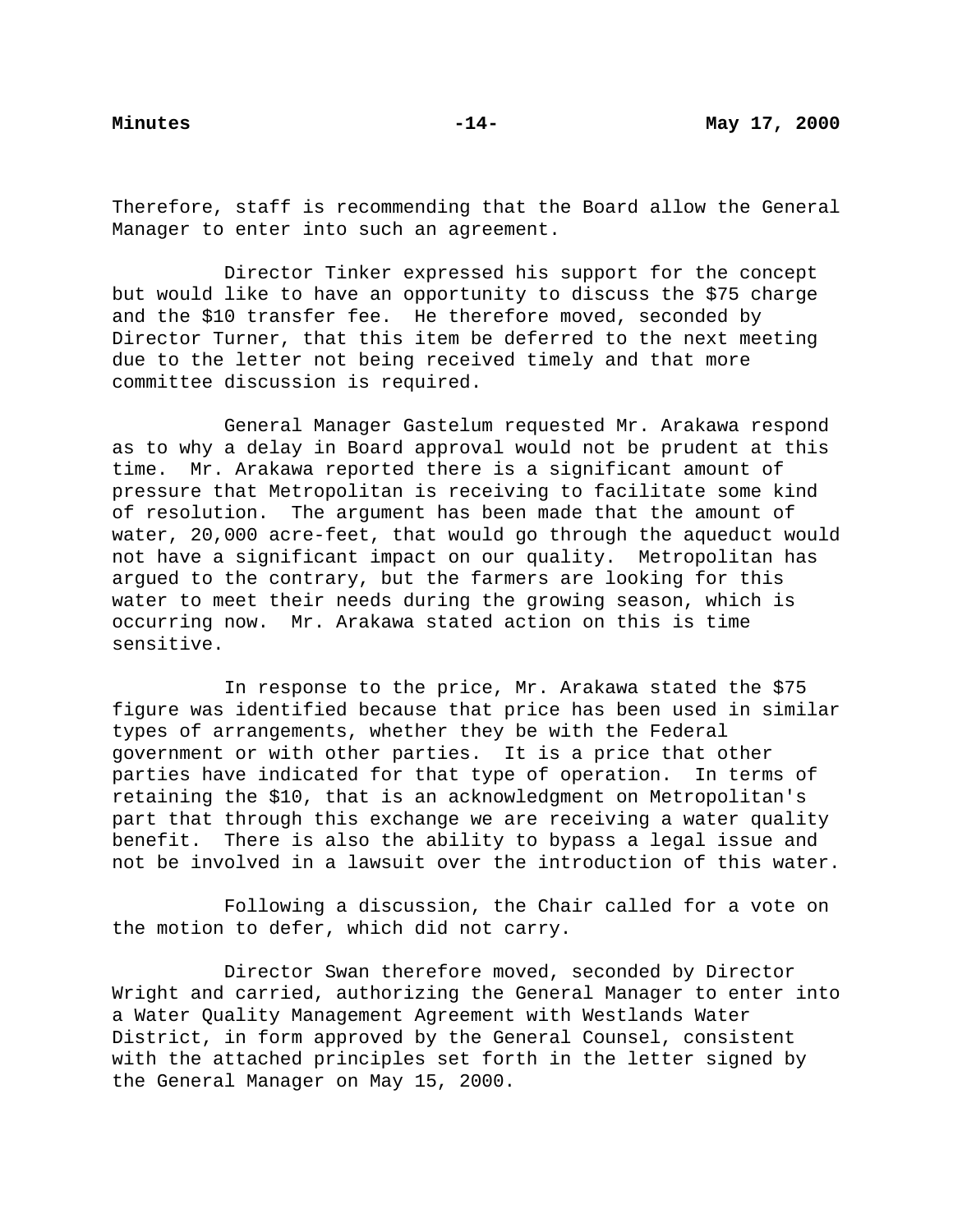Therefore, staff is recommending that the Board allow the General Manager to enter into such an agreement.

Director Tinker expressed his support for the concept but would like to have an opportunity to discuss the $75 charge and the $10 transfer fee. He therefore moved, seconded by Director Turner, that this item be deferred to the next meeting due to the letter not being received timely and that more committee discussion is required.

General Manager Gastelum requested Mr. Arakawa respond as to why a delay in Board approval would not be prudent at this time. Mr. Arakawa reported there is a significant amount of pressure that Metropolitan is receiving to facilitate some kind of resolution. The argument has been made that the amount of water, 20,000 acre-feet, that would go through the aqueduct would not have a significant impact on our quality. Metropolitan has argued to the contrary, but the farmers are looking for this water to meet their needs during the growing season, which is occurring now. Mr. Arakawa stated action on this is time sensitive.

In response to the price, Mr. Arakawa stated the $75 figure was identified because that price has been used in similar types of arrangements, whether they be with the Federal government or with other parties. It is a price that other parties have indicated for that type of operation. In terms of retaining the $10, that is an acknowledgment on Metropolitan's part that through this exchange we are receiving a water quality benefit. There is also the ability to bypass a legal issue and not be involved in a lawsuit over the introduction of this water.

Following a discussion, the Chair called for a vote on the motion to defer, which did not carry.

Director Swan therefore moved, seconded by Director Wright and carried, authorizing the General Manager to enter into a Water Quality Management Agreement with Westlands Water District, in form approved by the General Counsel, consistent with the attached principles set forth in the letter signed by the General Manager on May 15, 2000.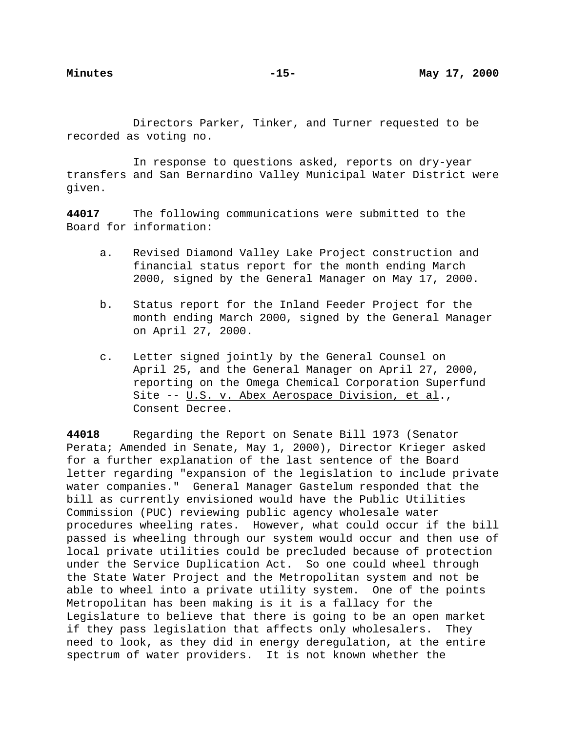Directors Parker, Tinker, and Turner requested to be recorded as voting no.

In response to questions asked, reports on dry-year transfers and San Bernardino Valley Municipal Water District were given.

**44017** The following communications were submitted to the Board for information:

a. Revised Diamond Valley Lake Project construction and financial status report for the month ending March 2000, signed by the General Manager on May 17, 2000.

b. Status report for the Inland Feeder Project for the month ending March 2000, signed by the General Manager on April 27, 2000.

c. Letter signed jointly by the General Counsel on April 25, and the General Manager on April 27, 2000, reporting on the Omega Chemical Corporation Superfund Site -- U.S. v. Abex Aerospace Division, et al., Consent Decree.

**44018** Regarding the Report on Senate Bill 1973 (Senator Perata; Amended in Senate, May 1, 2000), Director Krieger asked for a further explanation of the last sentence of the Board letter regarding "expansion of the legislation to include private water companies." General Manager Gastelum responded that the bill as currently envisioned would have the Public Utilities Commission (PUC) reviewing public agency wholesale water procedures wheeling rates. However, what could occur if the bill passed is wheeling through our system would occur and then use of local private utilities could be precluded because of protection under the Service Duplication Act. So one could wheel through the State Water Project and the Metropolitan system and not be able to wheel into a private utility system. One of the points Metropolitan has been making is it is a fallacy for the Legislature to believe that there is going to be an open market if they pass legislation that affects only wholesalers. They need to look, as they did in energy deregulation, at the entire spectrum of water providers. It is not known whether the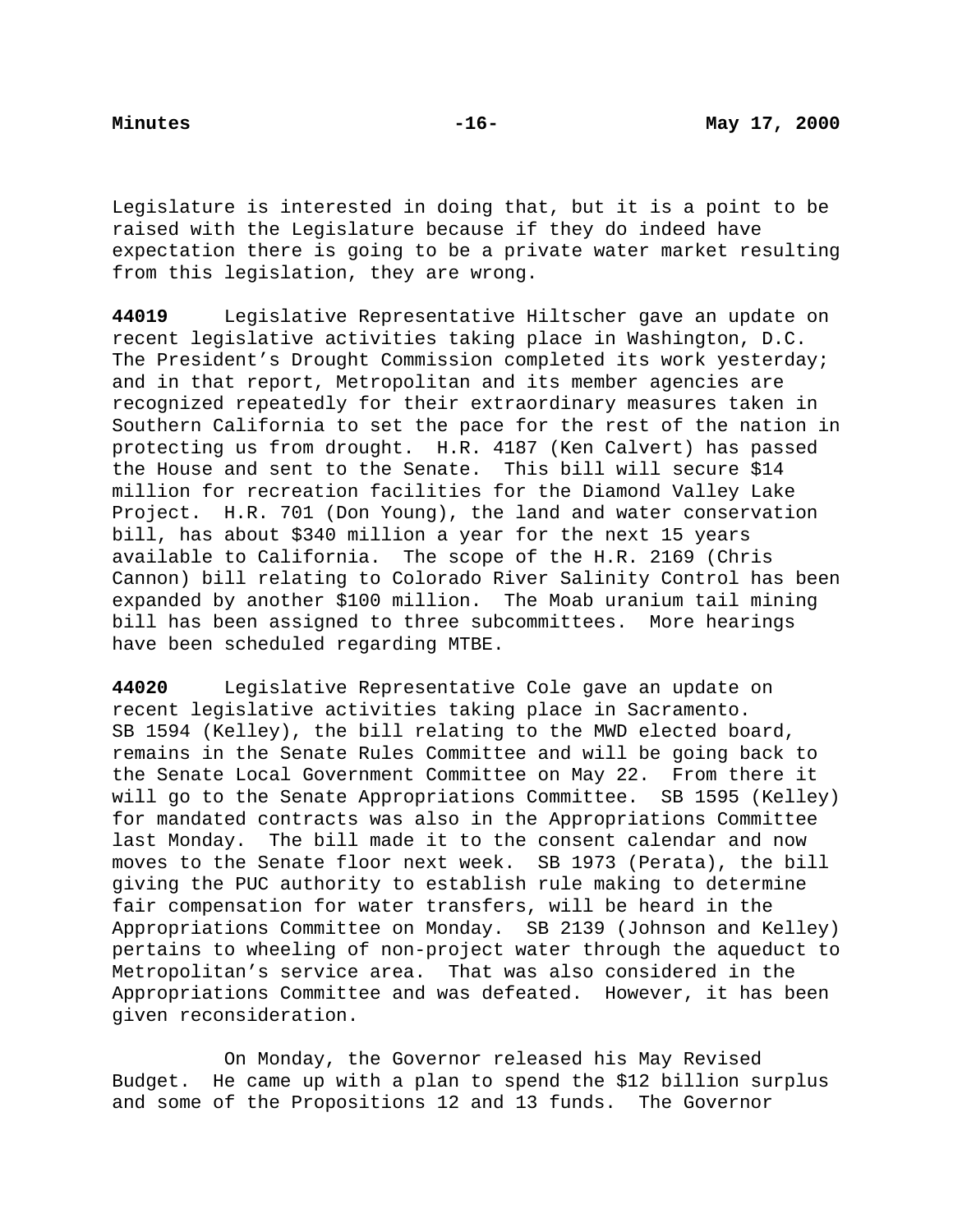Legislature is interested in doing that, but it is a point to be raised with the Legislature because if they do indeed have expectation there is going to be a private water market resulting from this legislation, they are wrong.

**44019** Legislative Representative Hiltscher gave an update on recent legislative activities taking place in Washington, D.C. The President's Drought Commission completed its work yesterday; and in that report, Metropolitan and its member agencies are recognized repeatedly for their extraordinary measures taken in Southern California to set the pace for the rest of the nation in protecting us from drought. H.R. 4187 (Ken Calvert) has passed the House and sent to the Senate. This bill will secure $14 million for recreation facilities for the Diamond Valley Lake Project. H.R. 701 (Don Young), the land and water conservation bill, has about $340 million a year for the next 15 years available to California. The scope of the H.R. 2169 (Chris Cannon) bill relating to Colorado River Salinity Control has been expanded by another $100 million. The Moab uranium tail mining bill has been assigned to three subcommittees. More hearings have been scheduled regarding MTBE.

**44020** Legislative Representative Cole gave an update on recent legislative activities taking place in Sacramento. SB 1594 (Kelley), the bill relating to the MWD elected board, remains in the Senate Rules Committee and will be going back to the Senate Local Government Committee on May 22. From there it will go to the Senate Appropriations Committee. SB 1595 (Kelley) for mandated contracts was also in the Appropriations Committee last Monday. The bill made it to the consent calendar and now moves to the Senate floor next week. SB 1973 (Perata), the bill giving the PUC authority to establish rule making to determine fair compensation for water transfers, will be heard in the Appropriations Committee on Monday. SB 2139 (Johnson and Kelley) pertains to wheeling of non-project water through the aqueduct to Metropolitan's service area. That was also considered in the Appropriations Committee and was defeated. However, it has been given reconsideration.

On Monday, the Governor released his May Revised Budget. He came up with a plan to spend the $12 billion surplus and some of the Propositions 12 and 13 funds. The Governor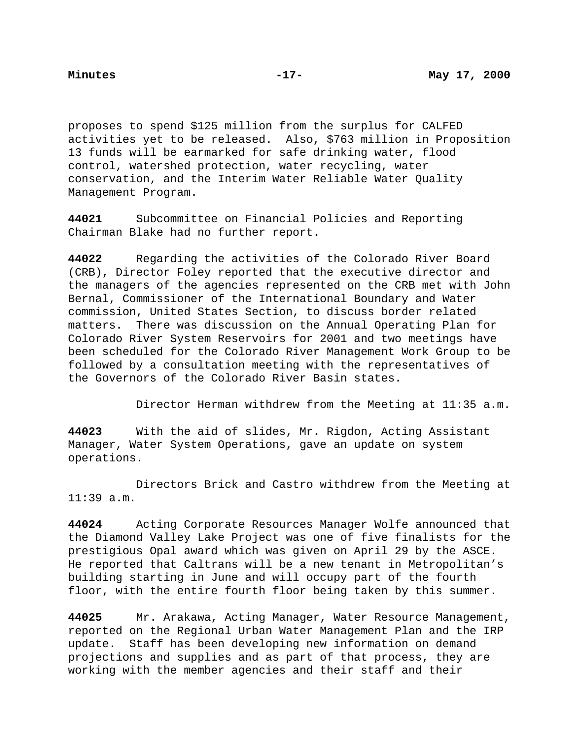proposes to spend $125 million from the surplus for CALFED activities yet to be released. Also, $763 million in Proposition 13 funds will be earmarked for safe drinking water, flood control, watershed protection, water recycling, water conservation, and the Interim Water Reliable Water Quality Management Program.

**44021** Subcommittee on Financial Policies and Reporting Chairman Blake had no further report.

**44022** Regarding the activities of the Colorado River Board (CRB), Director Foley reported that the executive director and the managers of the agencies represented on the CRB met with John Bernal, Commissioner of the International Boundary and Water commission, United States Section, to discuss border related matters. There was discussion on the Annual Operating Plan for Colorado River System Reservoirs for 2001 and two meetings have been scheduled for the Colorado River Management Work Group to be followed by a consultation meeting with the representatives of the Governors of the Colorado River Basin states.

Director Herman withdrew from the Meeting at 11:35 a.m.

**44023** With the aid of slides, Mr. Rigdon, Acting Assistant Manager, Water System Operations, gave an update on system operations.

Directors Brick and Castro withdrew from the Meeting at 11:39 a.m.

**44024** Acting Corporate Resources Manager Wolfe announced that the Diamond Valley Lake Project was one of five finalists for the prestigious Opal award which was given on April 29 by the ASCE. He reported that Caltrans will be a new tenant in Metropolitan's building starting in June and will occupy part of the fourth floor, with the entire fourth floor being taken by this summer.

**44025** Mr. Arakawa, Acting Manager, Water Resource Management, reported on the Regional Urban Water Management Plan and the IRP update. Staff has been developing new information on demand projections and supplies and as part of that process, they are working with the member agencies and their staff and their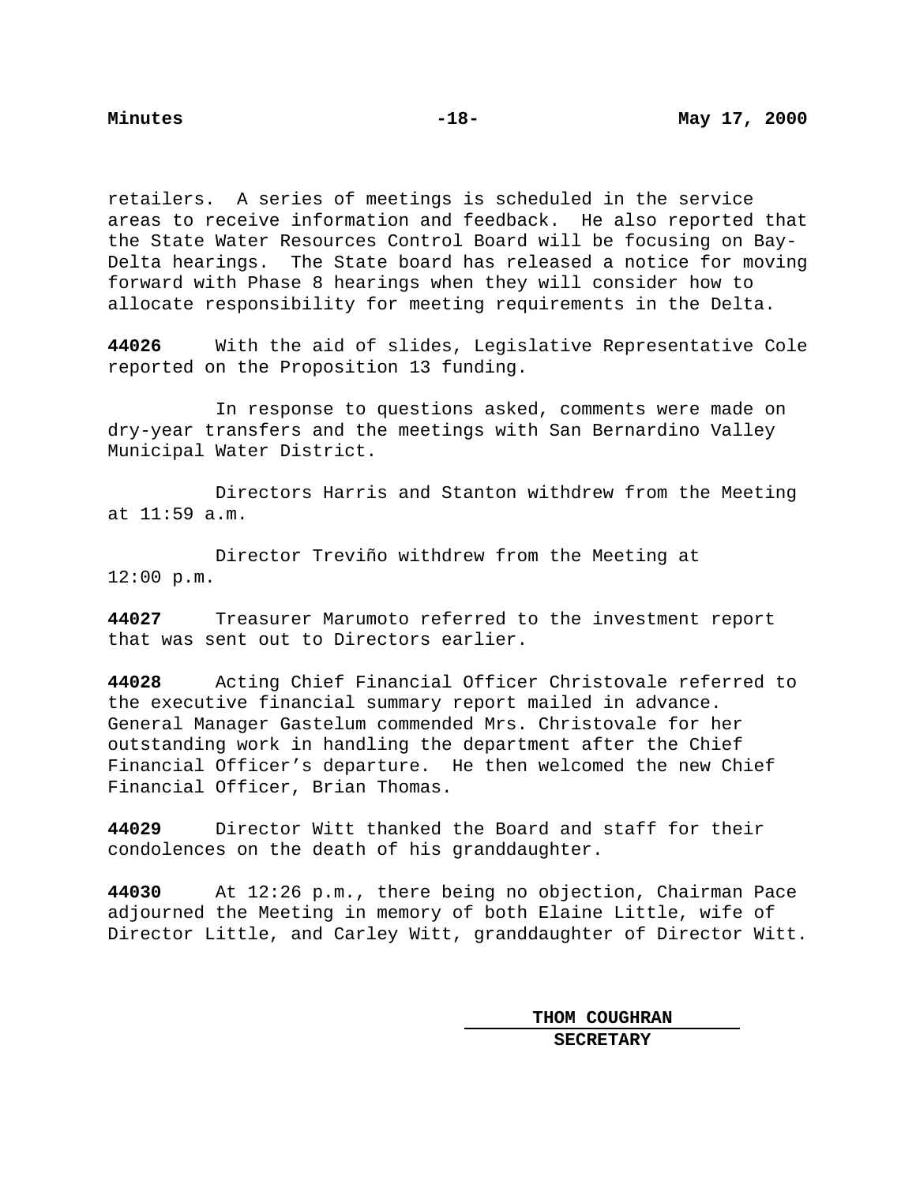retailers. A series of meetings is scheduled in the service areas to receive information and feedback. He also reported that the State Water Resources Control Board will be focusing on Bay-Delta hearings. The State board has released a notice for moving forward with Phase 8 hearings when they will consider how to allocate responsibility for meeting requirements in the Delta.

**44026** With the aid of slides, Legislative Representative Cole reported on the Proposition 13 funding.

In response to questions asked, comments were made on dry-year transfers and the meetings with San Bernardino Valley Municipal Water District.

Directors Harris and Stanton withdrew from the Meeting at 11:59 a.m.

Director Treviño withdrew from the Meeting at 12:00 p.m.

**44027** Treasurer Marumoto referred to the investment report that was sent out to Directors earlier.

**44028** Acting Chief Financial Officer Christovale referred to the executive financial summary report mailed in advance. General Manager Gastelum commended Mrs. Christovale for her outstanding work in handling the department after the Chief Financial Officer's departure. He then welcomed the new Chief Financial Officer, Brian Thomas.

**44029** Director Witt thanked the Board and staff for their condolences on the death of his granddaughter.

**44030** At 12:26 p.m., there being no objection, Chairman Pace adjourned the Meeting in memory of both Elaine Little, wife of Director Little, and Carley Witt, granddaughter of Director Witt.

**THOM COUGHRAN**
**SECRETARY**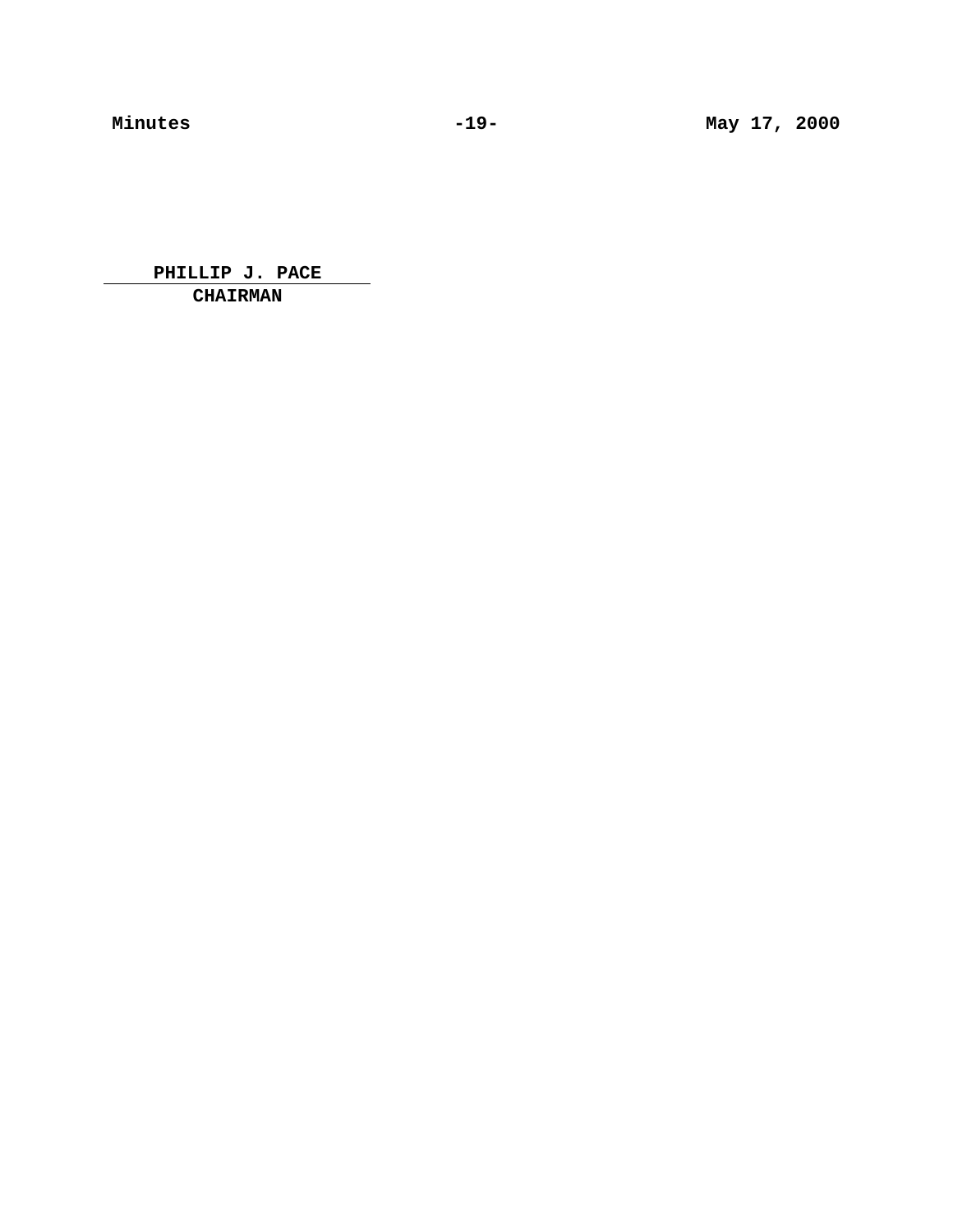**PHILLIP J. PACE**
**CHAIRMAN**